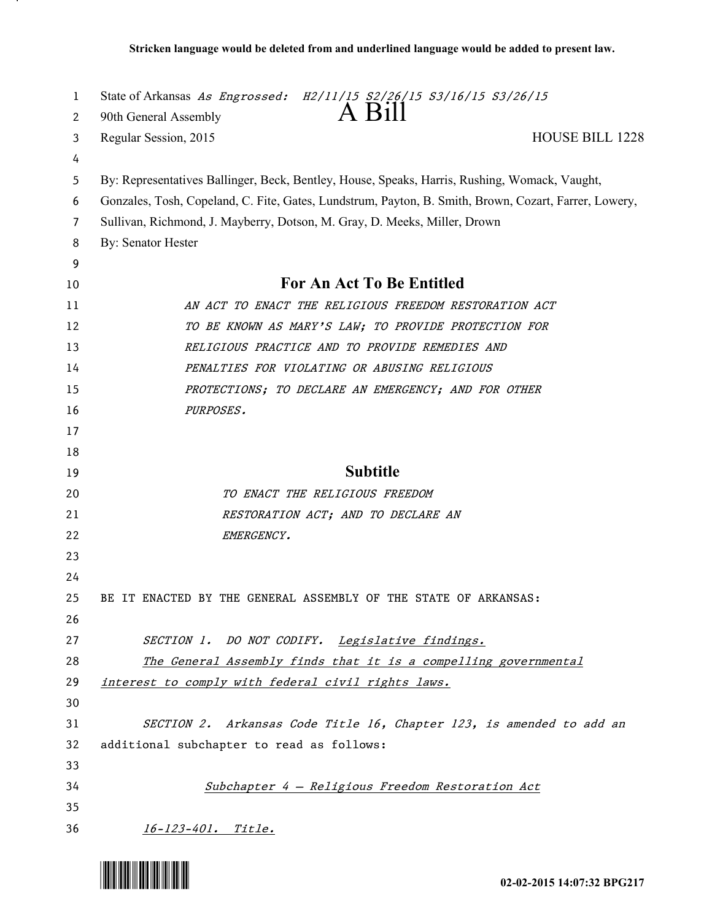**Stricken language would be deleted from and underlined language would be added to present law.**

State of Arkansas *As Engrossed: H2/11/15 S2/26/15 S3/16/15 S3/26/15*

90th General Assembly

# A Bill

Regular Session, 2015 HOUSE BILL 1228

By: Representatives Ballinger, Beck, Bentley, House, Speaks, Harris, Rushing, Womack, Vaught, Gonzales, Tosh, Copeland, C. Fite, Gates, Lundstrum, Payton, B. Smith, Brown, Cozart, Farrer, Lowery, Sullivan, Richmond, J. Mayberry, Dotson, M. Gray, D. Meeks, Miller, Drown

By: Senator Hester

## For An Act To Be Entitled

*AN ACT TO ENACT THE RELIGIOUS FREEDOM RESTORATION ACT TO BE KNOWN AS MARY'S LAW; TO PROVIDE PROTECTION FOR RELIGIOUS PRACTICE AND TO PROVIDE REMEDIES AND PENALTIES FOR VIOLATING OR ABUSING RELIGIOUS PROTECTIONS; TO DECLARE AN EMERGENCY; AND FOR OTHER PURPOSES.*

## Subtitle

*TO ENACT THE RELIGIOUS FREEDOM RESTORATION ACT; AND TO DECLARE AN EMERGENCY.*

BE IT ENACTED BY THE GENERAL ASSEMBLY OF THE STATE OF ARKANSAS:

*SECTION 1. DO NOT CODIFY. Legislative findings.*

*The General Assembly finds that it is a compelling governmental interest to comply with federal civil rights laws.*

*SECTION 2. Arkansas Code Title 16, Chapter 123, is amended to add an additional subchapter to read as follows:*

*Subchapter 4 — Religious Freedom Restoration Act*

*16-123-401. Title.*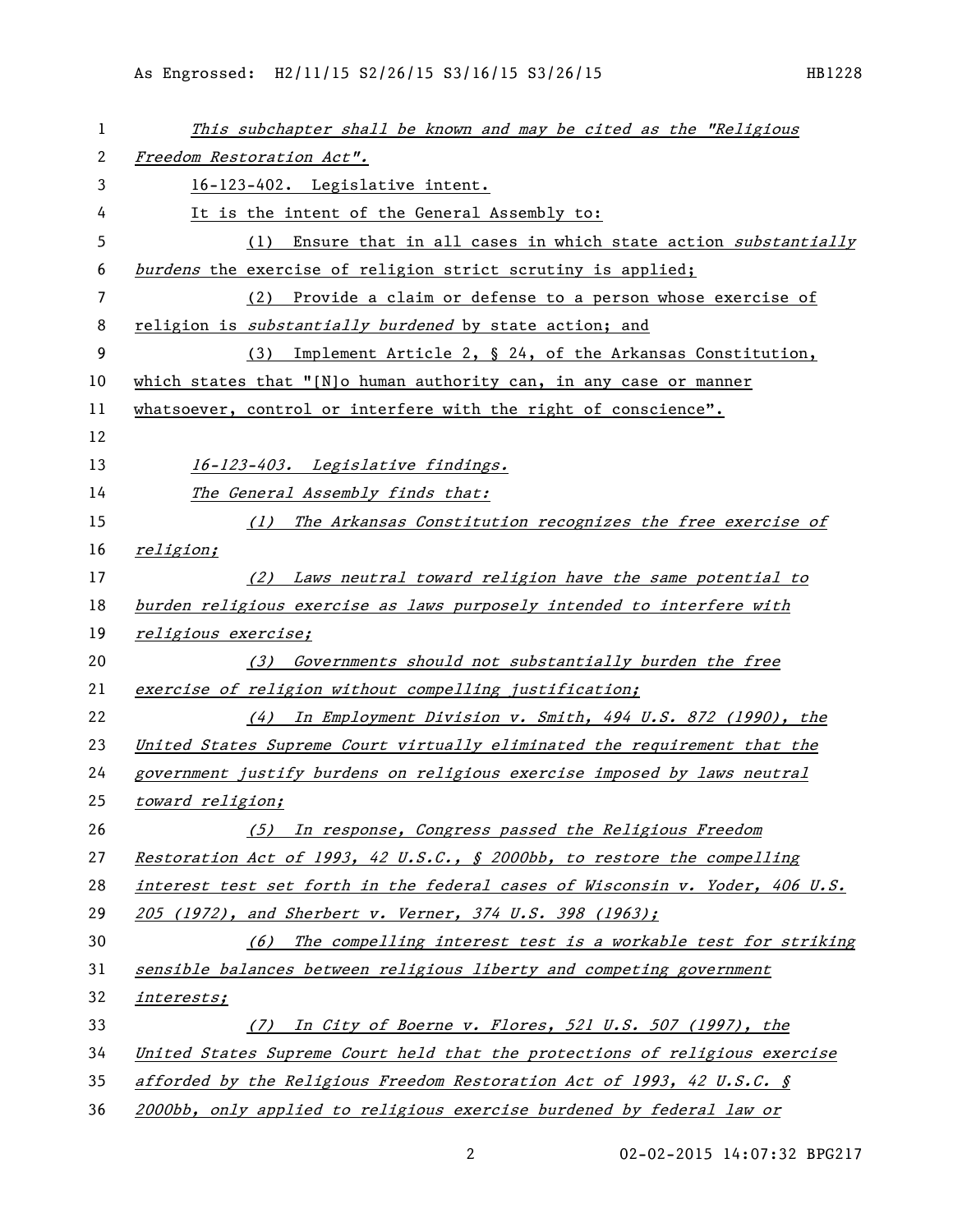*This subchapter shall be known and may be cited as the "Religious Freedom Restoration Act".*

16-123-402. Legislative intent.

It is the intent of the General Assembly to:

(1) Ensure that in all cases in which state action *substantially burdens* the exercise of religion strict scrutiny is applied;

(2) Provide a claim or defense to a person whose exercise of religion is *substantially burdened* by state action; and

(3) Implement Article 2, § 24, of the Arkansas Constitution, which states that "[N]o human authority can, in any case or manner whatsoever, control or interfere with the right of conscience".

*16-123-403. Legislative findings.*

*The General Assembly finds that:*

*(1) The Arkansas Constitution recognizes the free exercise of religion;*

*(2) Laws neutral toward religion have the same potential to burden religious exercise as laws purposely intended to interfere with religious exercise;*

*(3) Governments should not substantially burden the free exercise of religion without compelling justification;*

*(4) In Employment Division v. Smith, 494 U.S. 872 (1990), the United States Supreme Court virtually eliminated the requirement that the government justify burdens on religious exercise imposed by laws neutral toward religion;*

*(5) In response, Congress passed the Religious Freedom Restoration Act of 1993, 42 U.S.C., § 2000bb, to restore the compelling interest test set forth in the federal cases of Wisconsin v. Yoder, 406 U.S. 205 (1972), and Sherbert v. Verner, 374 U.S. 398 (1963);*

*(6) The compelling interest test is a workable test for striking sensible balances between religious liberty and competing government interests;*

*(7) In City of Boerne v. Flores, 521 U.S. 507 (1997), the United States Supreme Court held that the protections of religious exercise afforded by the Religious Freedom Restoration Act of 1993, 42 U.S.C. § 2000bb, only applied to religious exercise burdened by federal law or*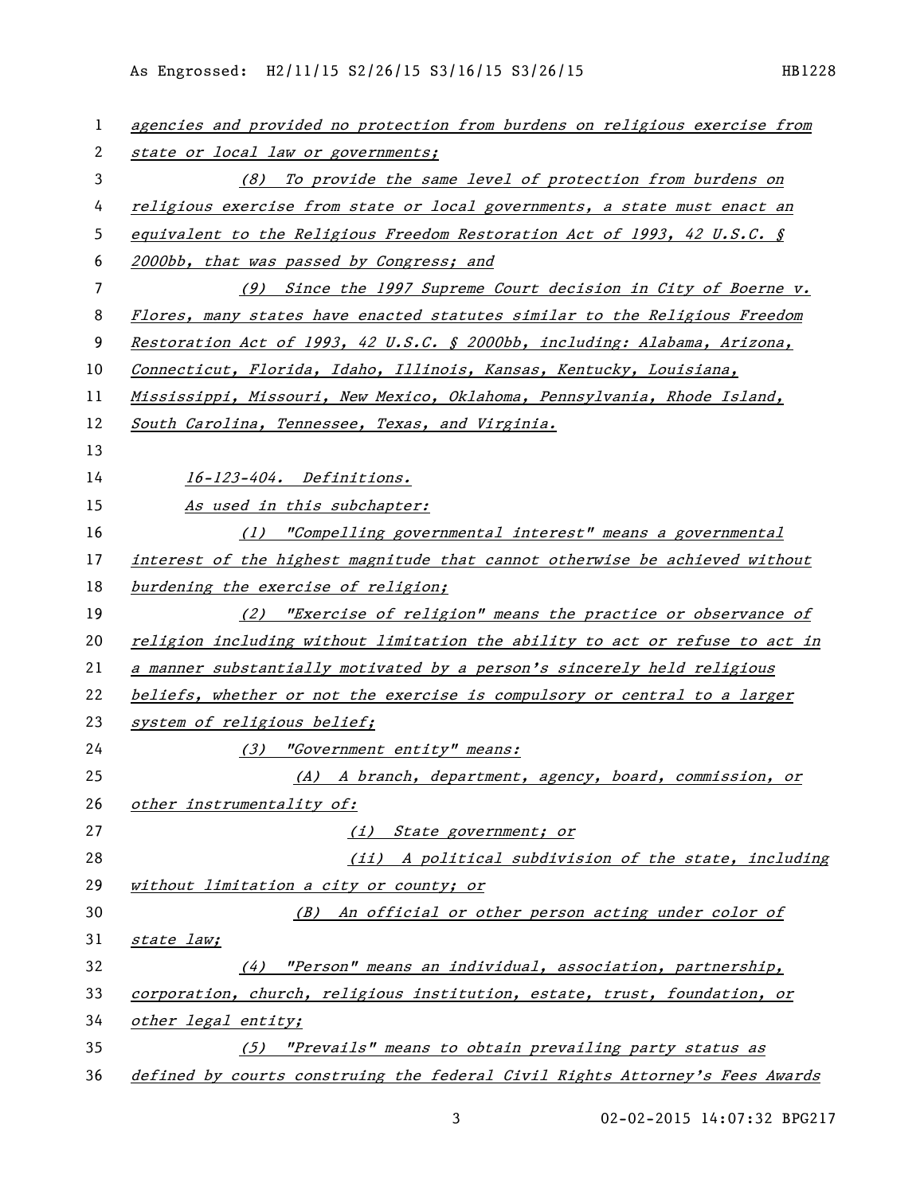*agencies and provided no protection from burdens on religious exercise from state or local law or governments;*

*(8) To provide the same level of protection from burdens on religious exercise from state or local governments, a state must enact an equivalent to the Religious Freedom Restoration Act of 1993, 42 U.S.C. § 2000bb, that was passed by Congress; and*

*(9) Since the 1997 Supreme Court decision in City of Boerne v. Flores, many states have enacted statutes similar to the Religious Freedom Restoration Act of 1993, 42 U.S.C. § 2000bb, including: Alabama, Arizona, Connecticut, Florida, Idaho, Illinois, Kansas, Kentucky, Louisiana, Mississippi, Missouri, New Mexico, Oklahoma, Pennsylvania, Rhode Island, South Carolina, Tennessee, Texas, and Virginia.*

*16-123-404. Definitions.*

*As used in this subchapter:*

*(1) "Compelling governmental interest" means a governmental interest of the highest magnitude that cannot otherwise be achieved without burdening the exercise of religion;*

*(2) "Exercise of religion" means the practice or observance of religion including without limitation the ability to act or refuse to act in a manner substantially motivated by a person's sincerely held religious beliefs, whether or not the exercise is compulsory or central to a larger system of religious belief;*

*(3) "Government entity" means:*

*(A) A branch, department, agency, board, commission, or other instrumentality of:*

*(i) State government; or*

*(ii) A political subdivision of the state, including without limitation a city or county; or*

*(B) An official or other person acting under color of state law;*

*(4) "Person" means an individual, association, partnership, corporation, church, religious institution, estate, trust, foundation, or other legal entity;*

*(5) "Prevails" means to obtain prevailing party status as defined by courts construing the federal Civil Rights Attorney's Fees Awards*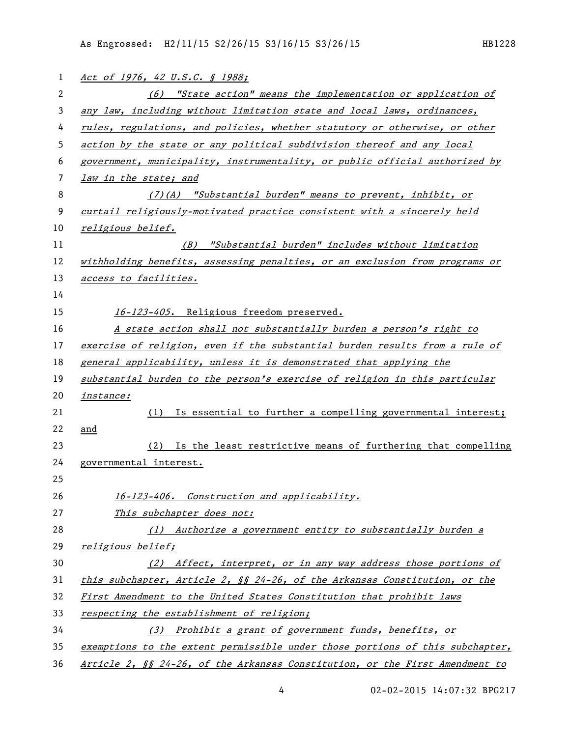*Act of 1976, 42 U.S.C. § 1988;*

*(6) "State action" means the implementation or application of any law, including without limitation state and local laws, ordinances, rules, regulations, and policies, whether statutory or otherwise, or other action by the state or any political subdivision thereof and any local government, municipality, instrumentality, or public official authorized by law in the state; and*

*(7)(A) "Substantial burden" means to prevent, inhibit, or curtail religiously-motivated practice consistent with a sincerely held religious belief.*

*(B) "Substantial burden" includes without limitation withholding benefits, assessing penalties, or an exclusion from programs or access to facilities.*

*16-123-405*. Religious freedom preserved.

*A state action shall not substantially burden a person's right to exercise of religion, even if the substantial burden results from a rule of general applicability, unless it is demonstrated that applying the substantial burden to the person's exercise of religion in this particular instance:*

(1) Is essential to further a compelling governmental interest; and

(2) Is the least restrictive means of furthering that compelling governmental interest.

*16-123-406. Construction and applicability.*

*This subchapter does not:*

*(1) Authorize a government entity to substantially burden a religious belief;*

*(2) Affect, interpret, or in any way address those portions of this subchapter, Article 2, §§ 24-26, of the Arkansas Constitution, or the First Amendment to the United States Constitution that prohibit laws respecting the establishment of religion;*

*(3) Prohibit a grant of government funds, benefits, or exemptions to the extent permissible under those portions of this subchapter, Article 2, §§ 24-26, of the Arkansas Constitution, or the First Amendment to*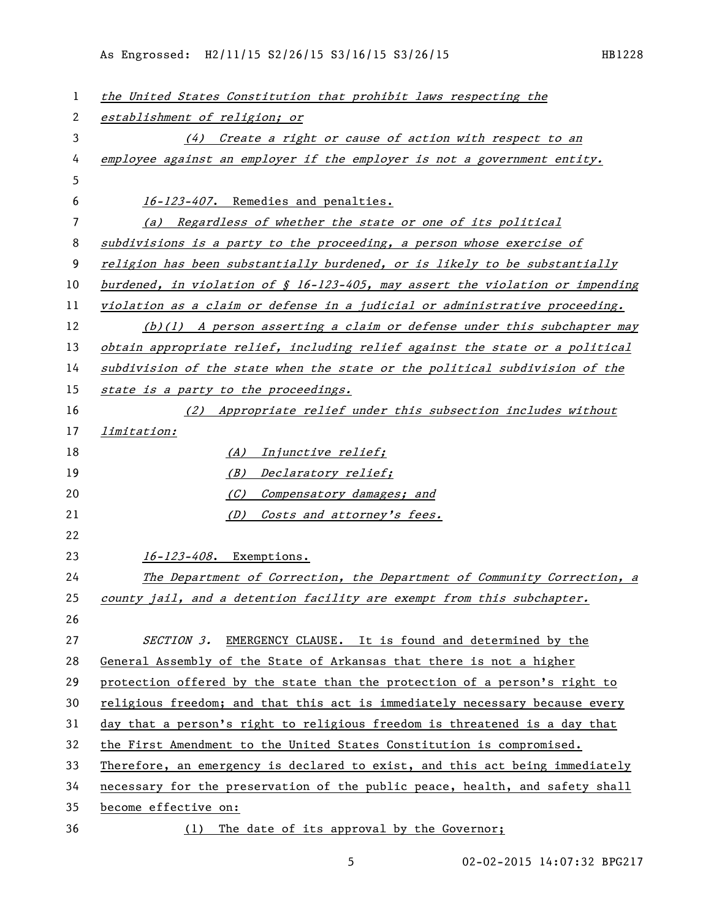the United States Constitution that prohibit laws respecting the establishment of religion; or

(4) Create a right or cause of action with respect to an employee against an employer if the employer is not a government entity.

16-123-407. Remedies and penalties.

(a) Regardless of whether the state or one of its political subdivisions is a party to the proceeding, a person whose exercise of religion has been substantially burdened, or is likely to be substantially burdened, in violation of § 16-123-405, may assert the violation or impending violation as a claim or defense in a judicial or administrative proceeding.

(b)(1) A person asserting a claim or defense under this subchapter may obtain appropriate relief, including relief against the state or a political subdivision of the state when the state or the political subdivision of the state is a party to the proceedings.

(2) Appropriate relief under this subsection includes without limitation:

(A) Injunctive relief;

(B) Declaratory relief;

(C) Compensatory damages; and

(D) Costs and attorney's fees.

16-123-408. Exemptions.

The Department of Correction, the Department of Community Correction, a county jail, and a detention facility are exempt from this subchapter.

SECTION 3. EMERGENCY CLAUSE. It is found and determined by the General Assembly of the State of Arkansas that there is not a higher protection offered by the state than the protection of a person's right to religious freedom; and that this act is immediately necessary because every day that a person's right to religious freedom is threatened is a day that the First Amendment to the United States Constitution is compromised. Therefore, an emergency is declared to exist, and this act being immediately necessary for the preservation of the public peace, health, and safety shall become effective on:

(1) The date of its approval by the Governor;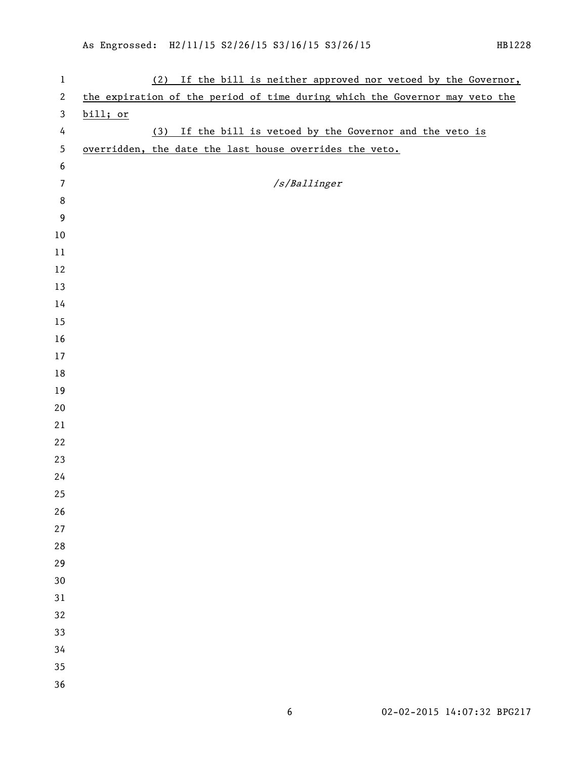(2) If the bill is neither approved nor vetoed by the Governor, the expiration of the period of time during which the Governor may veto the bill; or

(3) If the bill is vetoed by the Governor and the veto is overridden, the date the last house overrides the veto.

*/s/Ballinger*